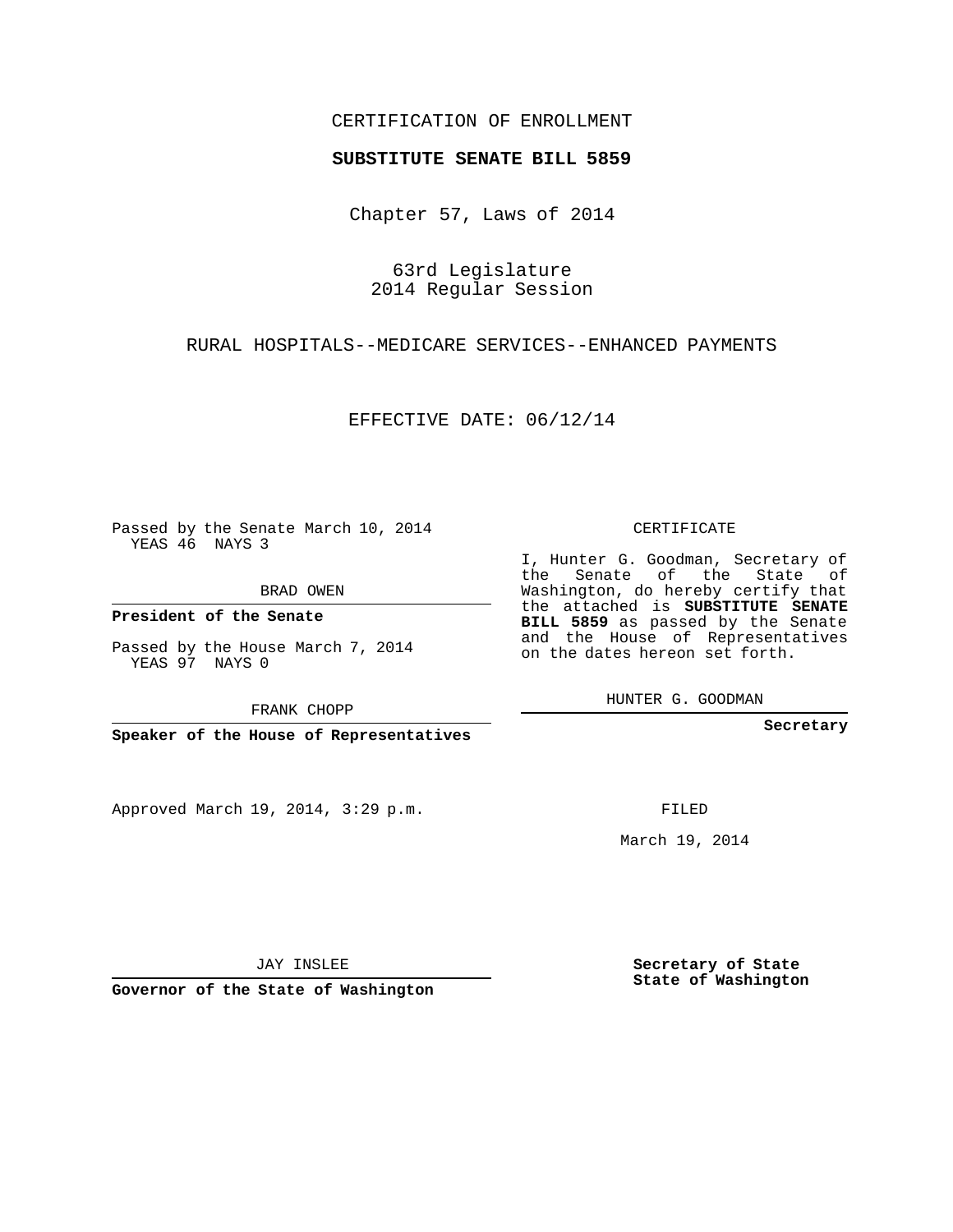CERTIFICATION OF ENROLLMENT

**SUBSTITUTE SENATE BILL 5859**

Chapter 57, Laws of 2014

63rd Legislature
2014 Regular Session

RURAL HOSPITALS--MEDICARE SERVICES--ENHANCED PAYMENTS

EFFECTIVE DATE: 06/12/14

Passed by the Senate March 10, 2014
YEAS 46 NAYS 3

BRAD OWEN

**President of the Senate**

Passed by the House March 7, 2014
YEAS 97 NAYS 0

FRANK CHOPP

**Speaker of the House of Representatives**

Approved March 19, 2014, 3:29 p.m.

JAY INSLEE

**Governor of the State of Washington**

CERTIFICATE

I, Hunter G. Goodman, Secretary of the Senate of the State of Washington, do hereby certify that the attached is **SUBSTITUTE SENATE BILL 5859** as passed by the Senate and the House of Representatives on the dates hereon set forth.

HUNTER G. GOODMAN

**Secretary**

FILED

March 19, 2014

**Secretary of State**
**State of Washington**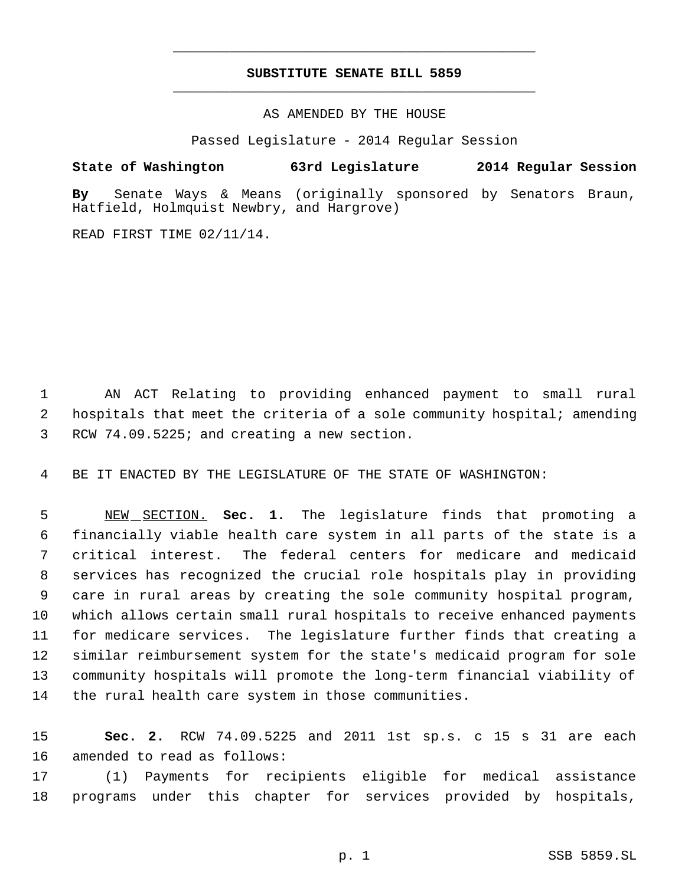# SUBSTITUTE SENATE BILL 5859

AS AMENDED BY THE HOUSE

Passed Legislature - 2014 Regular Session

**State of Washington 63rd Legislature 2014 Regular Session**

**By** Senate Ways & Means (originally sponsored by Senators Braun, Hatfield, Holmquist Newbry, and Hargrove)

READ FIRST TIME 02/11/14.

AN ACT Relating to providing enhanced payment to small rural hospitals that meet the criteria of a sole community hospital; amending RCW 74.09.5225; and creating a new section.

BE IT ENACTED BY THE LEGISLATURE OF THE STATE OF WASHINGTON:

NEW SECTION. **Sec. 1.** The legislature finds that promoting a financially viable health care system in all parts of the state is a critical interest. The federal centers for medicare and medicaid services has recognized the crucial role hospitals play in providing care in rural areas by creating the sole community hospital program, which allows certain small rural hospitals to receive enhanced payments for medicare services. The legislature further finds that creating a similar reimbursement system for the state's medicaid program for sole community hospitals will promote the long-term financial viability of the rural health care system in those communities.

**Sec. 2.** RCW 74.09.5225 and 2011 1st sp.s. c 15 s 31 are each amended to read as follows:

(1) Payments for recipients eligible for medical assistance programs under this chapter for services provided by hospitals,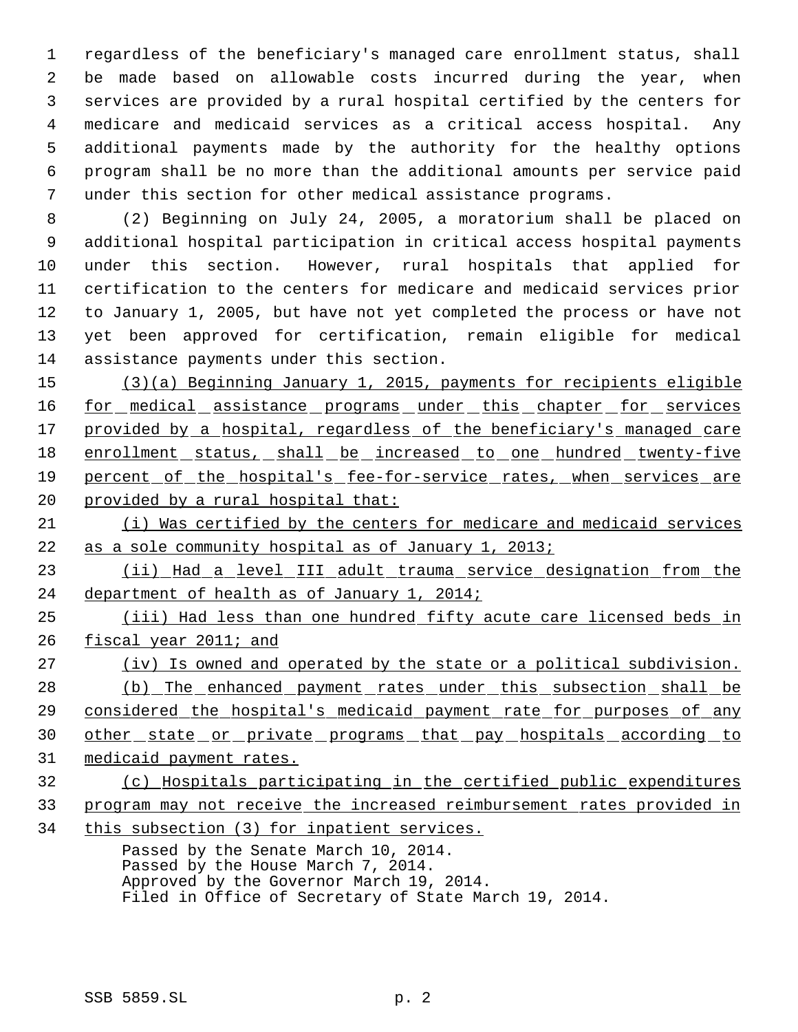regardless of the beneficiary's managed care enrollment status, shall be made based on allowable costs incurred during the year, when services are provided by a rural hospital certified by the centers for medicare and medicaid services as a critical access hospital. Any additional payments made by the authority for the healthy options program shall be no more than the additional amounts per service paid under this section for other medical assistance programs.

(2) Beginning on July 24, 2005, a moratorium shall be placed on additional hospital participation in critical access hospital payments under this section. However, rural hospitals that applied for certification to the centers for medicare and medicaid services prior to January 1, 2005, but have not yet completed the process or have not yet been approved for certification, remain eligible for medical assistance payments under this section.

(3)(a) Beginning January 1, 2015, payments for recipients eligible for medical assistance programs under this chapter for services provided by a hospital, regardless of the beneficiary's managed care enrollment status, shall be increased to one hundred twenty-five percent of the hospital's fee-for-service rates, when services are provided by a rural hospital that:

(i) Was certified by the centers for medicare and medicaid services as a sole community hospital as of January 1, 2013;

(ii) Had a level III adult trauma service designation from the department of health as of January 1, 2014;

(iii) Had less than one hundred fifty acute care licensed beds in fiscal year 2011; and

(iv) Is owned and operated by the state or a political subdivision.

(b) The enhanced payment rates under this subsection shall be considered the hospital's medicaid payment rate for purposes of any other state or private programs that pay hospitals according to medicaid payment rates.

(c) Hospitals participating in the certified public expenditures program may not receive the increased reimbursement rates provided in this subsection (3) for inpatient services.

Passed by the Senate March 10, 2014.
Passed by the House March 7, 2014.
Approved by the Governor March 19, 2014.
Filed in Office of Secretary of State March 19, 2014.